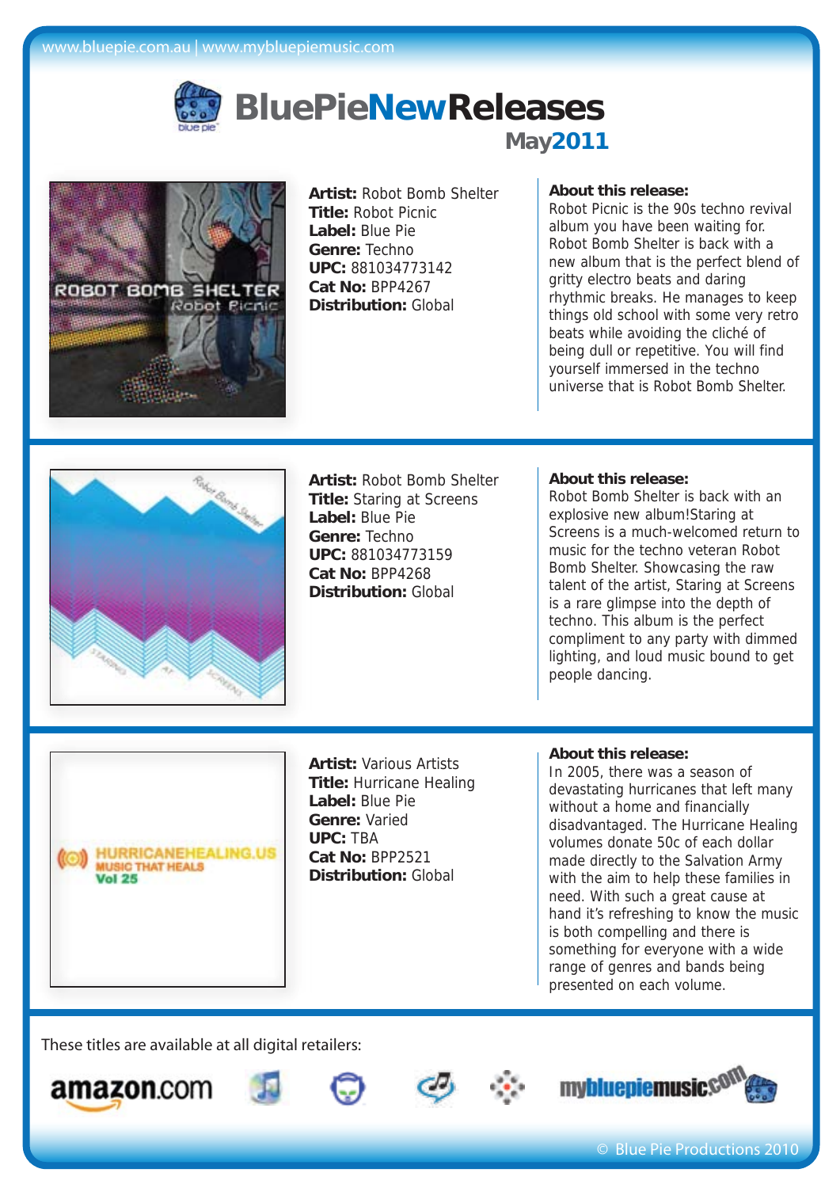www.bluepie.com.au | www.mybluepiemusic.com

# BluePieNewReleases

## May2011

**Artist:** Robot Bomb Shelter
**Title:** Robot Picnic
**Label:** Blue Pie
**Genre:** Techno
**UPC:** 881034773142
**Cat No:** BPP4267
**Distribution:** Global

**About this release:**
Robot Picnic is the 90s techno revival album you have been waiting for. Robot Bomb Shelter is back with a new album that is the perfect blend of gritty electro beats and daring rhythmic breaks. He manages to keep things old school with some very retro beats while avoiding the cliché of being dull or repetitive. You will find yourself immersed in the techno universe that is Robot Bomb Shelter.

---

**Artist:** Robot Bomb Shelter
**Title:** Staring at Screens
**Label:** Blue Pie
**Genre:** Techno
**UPC:** 881034773159
**Cat No:** BPP4268
**Distribution:** Global

**About this release:**
Robot Bomb Shelter is back with an explosive new album!Staring at Screens is a much-welcomed return to music for the techno veteran Robot Bomb Shelter. Showcasing the raw talent of the artist, Staring at Screens is a rare glimpse into the depth of techno. This album is the perfect compliment to any party with dimmed lighting, and loud music bound to get people dancing.

---

**Artist:** Various Artists
**Title:** Hurricane Healing
**Label:** Blue Pie
**Genre:** Varied
**UPC:** TBA
**Cat No:** BPP2521
**Distribution:** Global

**About this release:**
In 2005, there was a season of devastating hurricanes that left many without a home and financially disadvantaged. The Hurricane Healing volumes donate 50c of each dollar made directly to the Salvation Army with the aim to help these families in need. With such a great cause at hand it's refreshing to know the music is both compelling and there is something for everyone with a wide range of genres and bands being presented on each volume.

---

These titles are available at all digital retailers:

amazon.com mybluepiemusic.com

© Blue Pie Productions 2010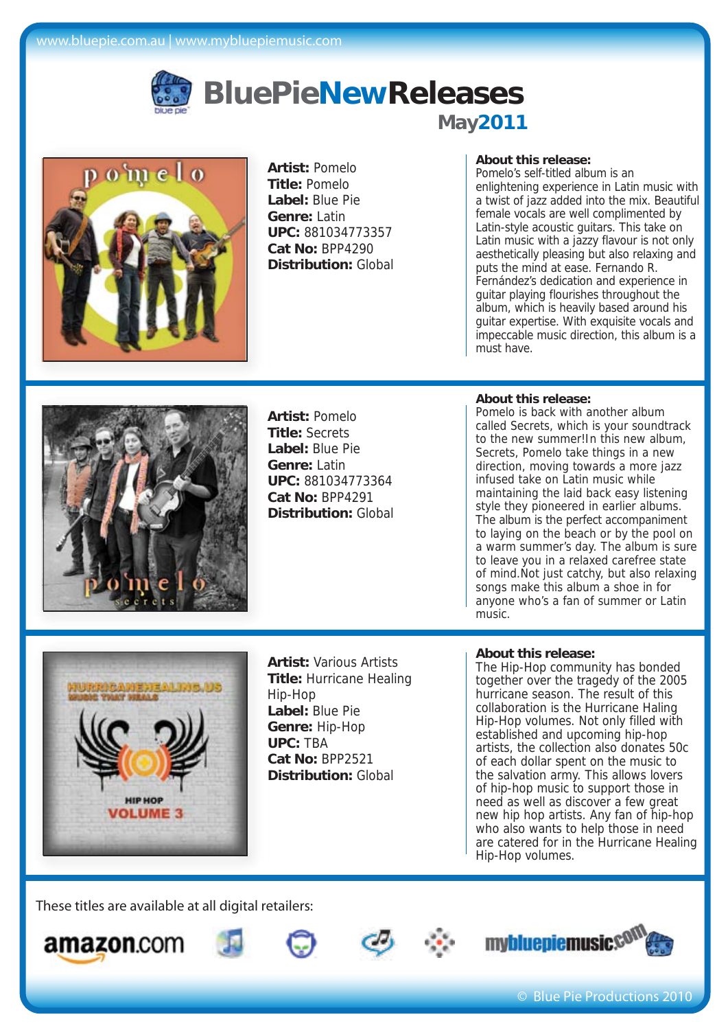www.bluepie.com.au | www.mybluepiemusic.com

# BluePieNewReleases

## May2011

**Artist:** Pomelo
**Title:** Pomelo
**Label:** Blue Pie
**Genre:** Latin
**UPC:** 881034773357
**Cat No:** BPP4290
**Distribution:** Global

**About this release:**
Pomelo's self-titled album is an enlightening experience in Latin music with a twist of jazz added into the mix. Beautiful female vocals are well complimented by Latin-style acoustic guitars. This take on Latin music with a jazzy flavour is not only aesthetically pleasing but also relaxing and puts the mind at ease. Fernando R. Fernández's dedication and experience in guitar playing flourishes throughout the album, which is heavily based around his guitar expertise. With exquisite vocals and impeccable music direction, this album is a must have.

---

**Artist:** Pomelo
**Title:** Secrets
**Label:** Blue Pie
**Genre:** Latin
**UPC:** 881034773364
**Cat No:** BPP4291
**Distribution:** Global

**About this release:**
Pomelo is back with another album called Secrets, which is your soundtrack to the new summer!In this new album, Secrets, Pomelo take things in a new direction, moving towards a more jazz infused take on Latin music while maintaining the laid back easy listening style they pioneered in earlier albums. The album is the perfect accompaniment to laying on the beach or by the pool on a warm summer's day. The album is sure to leave you in a relaxed carefree state of mind.Not just catchy, but also relaxing songs make this album a shoe in for anyone who's a fan of summer or Latin music.

---

**Artist:** Various Artists
**Title:** Hurricane Healing Hip-Hop
**Label:** Blue Pie
**Genre:** Hip-Hop
**UPC:** TBA
**Cat No:** BPP2521
**Distribution:** Global

**About this release:**
The Hip-Hop community has bonded together over the tragedy of the 2005 hurricane season. The result of this collaboration is the Hurricane Haling Hip-Hop volumes. Not only filled with established and upcoming hip-hop artists, the collection also donates 50c of each dollar spent on the music to the salvation army. This allows lovers of hip-hop music to support those in need as well as discover a few great new hip hop artists. Any fan of hip-hop who also wants to help those in need are catered for in the Hurricane Healing Hip-Hop volumes.

---

These titles are available at all digital retailers:

amazon.com mybluepiemusic.com

© Blue Pie Productions 2010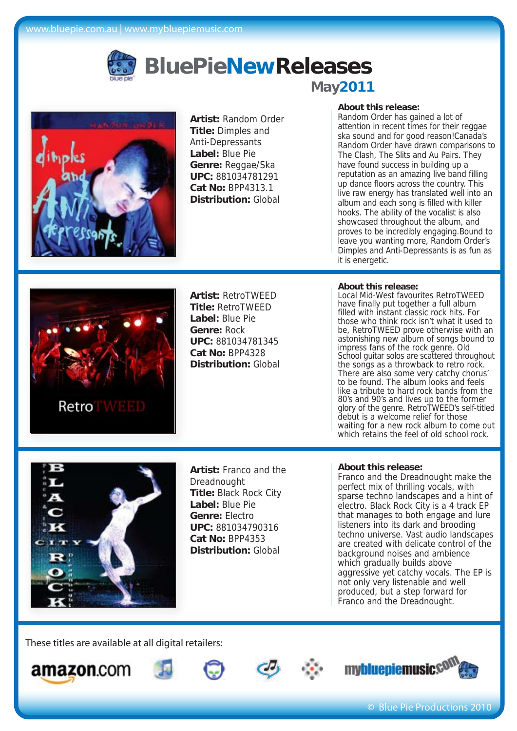www.bluepie.com.au | www.mybluepiemusic.com

# BluePieNewReleases

## May2011

**Artist:** Random Order
**Title:** Dimples and Anti-Depressants
**Label:** Blue Pie
**Genre:** Reggae/Ska
**UPC:** 881034781291
**Cat No:** BPP4313.1
**Distribution:** Global

**About this release:**
Random Order has gained a lot of attention in recent times for their reggae ska sound and for good reason!Canada's Random Order have drawn comparisons to The Clash, The Slits and Au Pairs. They have found success in building up a reputation as an amazing live band filling up dance floors across the country. This live raw energy has translated well into an album and each song is filled with killer hooks. The ability of the vocalist is also showcased throughout the album, and proves to be incredibly engaging.Bound to leave you wanting more, Random Order's Dimples and Anti-Depressants is as fun as it is energetic.

---

**Artist:** RetroTWEED
**Title:** RetroTWEED
**Label:** Blue Pie
**Genre:** Rock
**UPC:** 881034781345
**Cat No:** BPP4328
**Distribution:** Global

**About this release:**
Local Mid-West favourites RetroTWEED have finally put together a full album filled with instant classic rock hits. For those who think rock isn't what it used to be, RetroTWEED prove otherwise with an astonishing new album of songs bound to impress fans of the rock genre. Old School guitar solos are scattered throughout the songs as a throwback to retro rock. There are also some very catchy chorus' to be found. The album looks and feels like a tribute to hard rock bands from the 80's and 90's and lives up to the former glory of the genre. RetroTWEED's self-titled debut is a welcome relief for those waiting for a new rock album to come out which retains the feel of old school rock.

---

**Artist:** Franco and the Dreadnought
**Title:** Black Rock City
**Label:** Blue Pie
**Genre:** Electro
**UPC:** 881034790316
**Cat No:** BPP4353
**Distribution:** Global

**About this release:**
Franco and the Dreadnought make the perfect mix of thrilling vocals, with sparse techno landscapes and a hint of electro. Black Rock City is a 4 track EP that manages to both engage and lure listeners into its dark and brooding techno universe. Vast audio landscapes are created with delicate control of the background noises and ambience which gradually builds above aggressive yet catchy vocals. The EP is not only very listenable and well produced, but a step forward for Franco and the Dreadnought.

---

These titles are available at all digital retailers:

amazon.com mybluepiemusic.com

© Blue Pie Productions 2010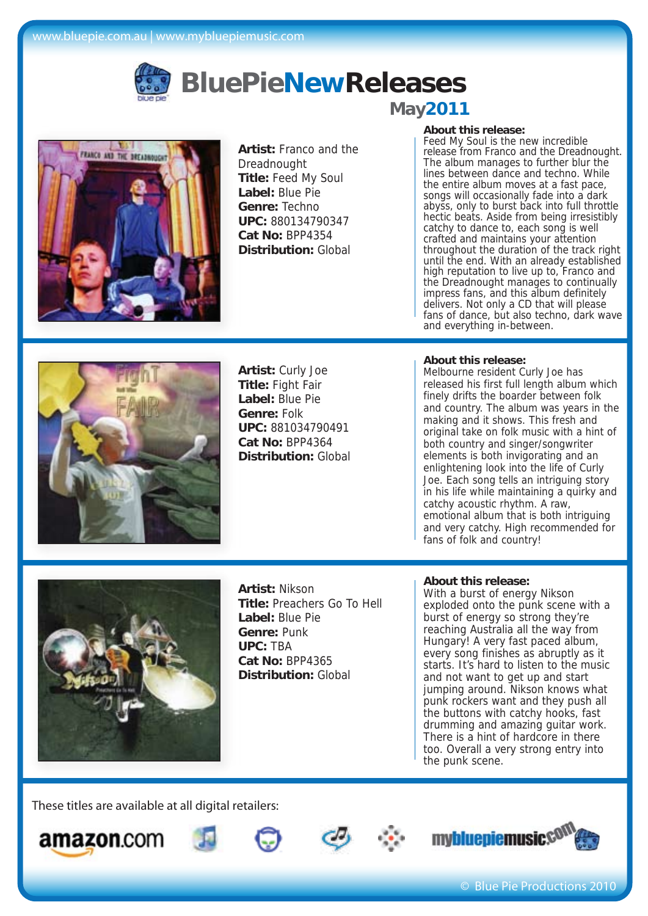www.bluepie.com.au | www.mybluepiemusic.com

# BluePieNewReleases

## May2011

**Artist:** Franco and the Dreadnought
**Title:** Feed My Soul
**Label:** Blue Pie
**Genre:** Techno
**UPC:** 880134790347
**Cat No:** BPP4354
**Distribution:** Global

**About this release:**
Feed My Soul is the new incredible release from Franco and the Dreadnought. The album manages to further blur the lines between dance and techno. While the entire album moves at a fast pace, songs will occasionally fade into a dark abyss, only to burst back into full throttle hectic beats. Aside from being irresistibly catchy to dance to, each song is well crafted and maintains your attention throughout the duration of the track right until the end. With an already established high reputation to live up to, Franco and the Dreadnought manages to continually impress fans, and this album definitely delivers. Not only a CD that will please fans of dance, but also techno, dark wave and everything in-between.

**Artist:** Curly Joe
**Title:** Fight Fair
**Label:** Blue Pie
**Genre:** Folk
**UPC:** 881034790491
**Cat No:** BPP4364
**Distribution:** Global

**About this release:**
Melbourne resident Curly Joe has released his first full length album which finely drifts the boarder between folk and country. The album was years in the making and it shows. This fresh and original take on folk music with a hint of both country and singer/songwriter elements is both invigorating and an enlightening look into the life of Curly Joe. Each song tells an intriguing story in his life while maintaining a quirky and catchy acoustic rhythm. A raw, emotional album that is both intriguing and very catchy. High recommended for fans of folk and country!

**Artist:** Nikson
**Title:** Preachers Go To Hell
**Label:** Blue Pie
**Genre:** Punk
**UPC:** TBA
**Cat No:** BPP4365
**Distribution:** Global

**About this release:**
With a burst of energy Nikson exploded onto the punk scene with a burst of energy so strong they're reaching Australia all the way from Hungary! A very fast paced album, every song finishes as abruptly as it starts. It's hard to listen to the music and not want to get up and start jumping around. Nikson knows what punk rockers want and they push all the buttons with catchy hooks, fast drumming and amazing guitar work. There is a hint of hardcore in there too. Overall a very strong entry into the punk scene.

These titles are available at all digital retailers:

amazon.com mybluepiemusic.com

© Blue Pie Productions 2010